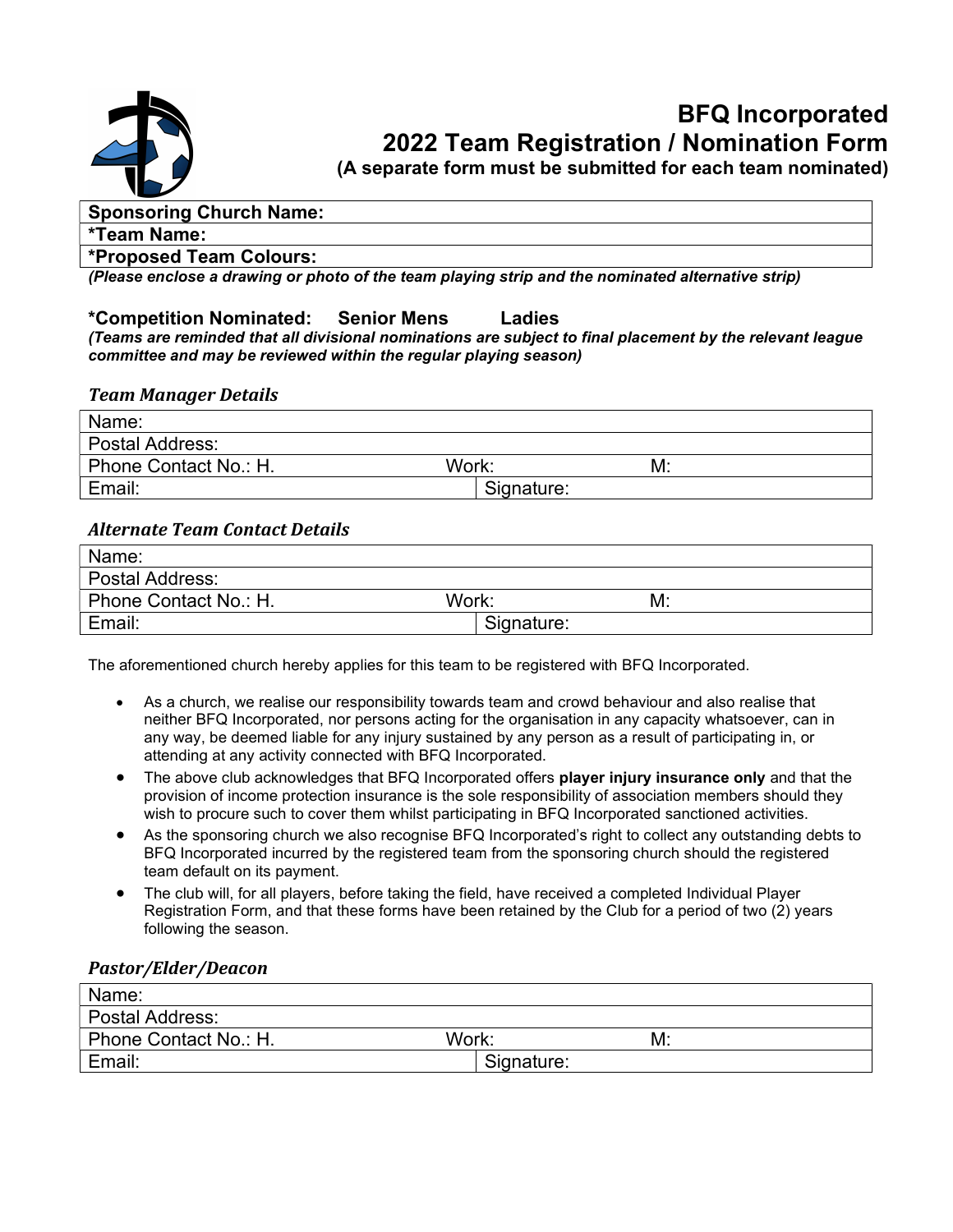# BFQ Incorporated

## 2022 Team Registration / Nomination Form

**(A separate form must be submitted for each team nominated)**

| **Sponsoring Church Name:** |
| --- |
| **\*Team Name:** |
| **\*Proposed Team Colours:** |

***(Please enclose a drawing or photo of the team playing strip and the nominated alternative strip)***

**\*Competition Nominated: Senior Mens Ladies**

***(Teams are reminded that all divisional nominations are subject to final placement by the relevant league committee and may be reviewed within the regular playing season)***

### *Team Manager Details*

| Name: | | |
| --- | --- | --- |
| Postal Address: | | |
| Phone Contact No.: H. | Work: | M: |
| Email: | Signature: | |

### *Alternate Team Contact Details*

| Name: | | |
| --- | --- | --- |
| Postal Address: | | |
| Phone Contact No.: H. | Work: | M: |
| Email: | Signature: | |

The aforementioned church hereby applies for this team to be registered with BFQ Incorporated.

- As a church, we realise our responsibility towards team and crowd behaviour and also realise that neither BFQ Incorporated, nor persons acting for the organisation in any capacity whatsoever, can in any way, be deemed liable for any injury sustained by any person as a result of participating in, or attending at any activity connected with BFQ Incorporated.
- The above club acknowledges that BFQ Incorporated offers **player injury insurance only** and that the provision of income protection insurance is the sole responsibility of association members should they wish to procure such to cover them whilst participating in BFQ Incorporated sanctioned activities.
- As the sponsoring church we also recognise BFQ Incorporated's right to collect any outstanding debts to BFQ Incorporated incurred by the registered team from the sponsoring church should the registered team default on its payment.
- The club will, for all players, before taking the field, have received a completed Individual Player Registration Form, and that these forms have been retained by the Club for a period of two (2) years following the season.

### *Pastor/Elder/Deacon*

| Name: | | |
| --- | --- | --- |
| Postal Address: | | |
| Phone Contact No.: H. | Work: | M: |
| Email: | Signature: | |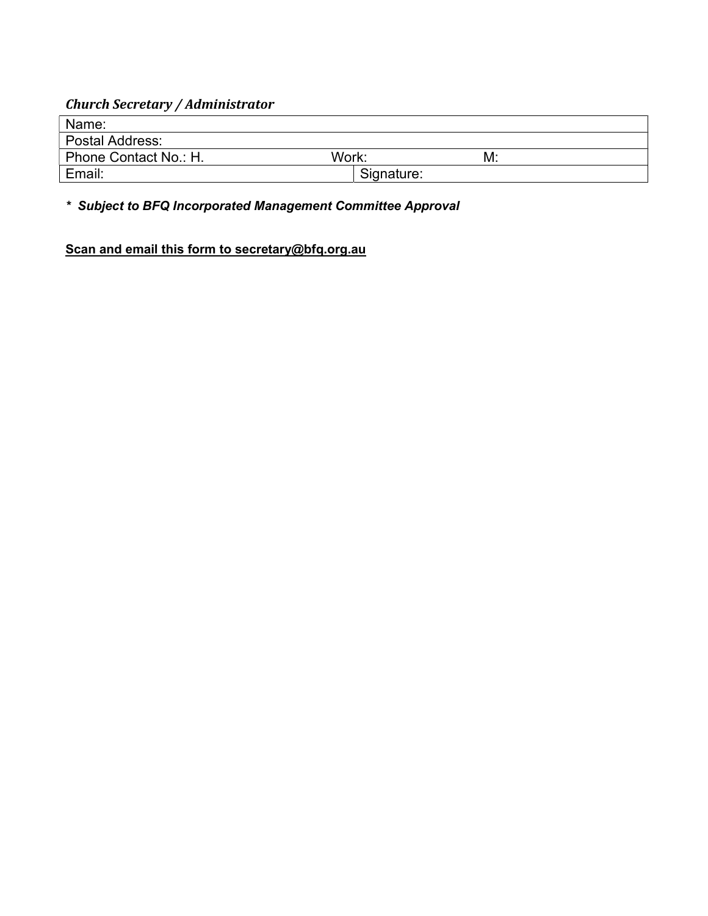***Church Secretary / Administrator***

| | | |
|---|---|---|
| Name: | | |
| Postal Address: | | |
| Phone Contact No.: H. | Work: | M: |
| Email: | Signature: | |

***\*  Subject to BFQ Incorporated Management Committee Approval***

**Scan and email this form to secretary@bfq.org.au**